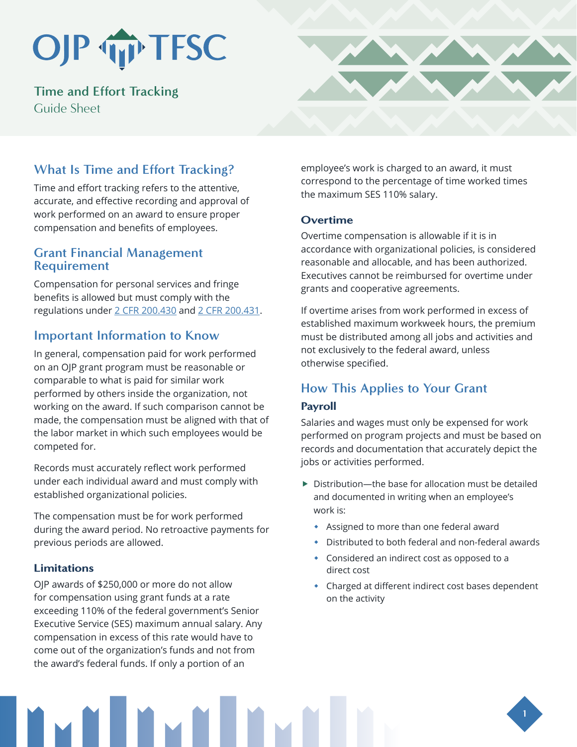# OJP TFSC

## Time and Effort Tracking

Guide Sheet

## What Is Time and Effort Tracking?

Time and effort tracking refers to the attentive, accurate, and effective recording and approval of work performed on an award to ensure proper compensation and benefits of employees.

## Grant Financial Management Requirement

Compensation for personal services and fringe benefits is allowed but must comply with the regulations under [2 CFR 200.430] and [2 CFR 200.431].

## Important Information to Know

In general, compensation paid for work performed on an OJP grant program must be reasonable or comparable to what is paid for similar work performed by others inside the organization, not working on the award. If such comparison cannot be made, the compensation must be aligned with that of the labor market in which such employees would be competed for.

Records must accurately reflect work performed under each individual award and must comply with established organizational policies.

The compensation must be for work performed during the award period. No retroactive payments for previous periods are allowed.

### Limitations

OJP awards of $250,000 or more do not allow for compensation using grant funds at a rate exceeding 110% of the federal government's Senior Executive Service (SES) maximum annual salary. Any compensation in excess of this rate would have to come out of the organization's funds and not from the award's federal funds. If only a portion of an employee's work is charged to an award, it must correspond to the percentage of time worked times the maximum SES 110% salary.

### Overtime

Overtime compensation is allowable if it is in accordance with organizational policies, is considered reasonable and allocable, and has been authorized. Executives cannot be reimbursed for overtime under grants and cooperative agreements.

If overtime arises from work performed in excess of established maximum workweek hours, the premium must be distributed among all jobs and activities and not exclusively to the federal award, unless otherwise specified.

## How This Applies to Your Grant

### Payroll

Salaries and wages must only be expensed for work performed on program projects and must be based on records and documentation that accurately depict the jobs or activities performed.

- Distribution—the base for allocation must be detailed and documented in writing when an employee's work is:
  - Assigned to more than one federal award
  - Distributed to both federal and non-federal awards
  - Considered an indirect cost as opposed to a direct cost
  - Charged at different indirect cost bases dependent on the activity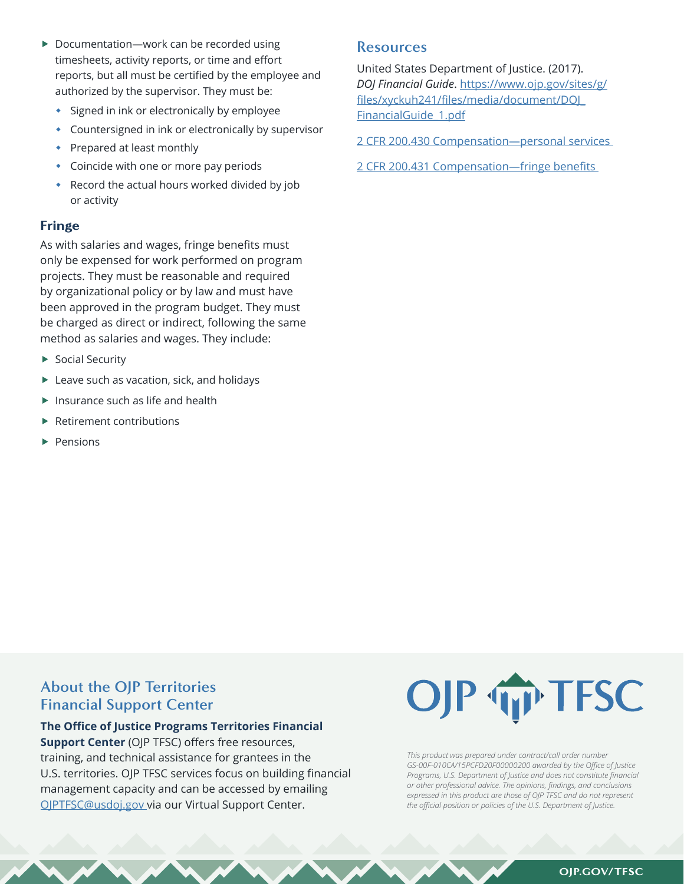- Documentation—work can be recorded using timesheets, activity reports, or time and effort reports, but all must be certified by the employee and authorized by the supervisor. They must be:
  - Signed in ink or electronically by employee
  - Countersigned in ink or electronically by supervisor
  - Prepared at least monthly
  - Coincide with one or more pay periods
  - Record the actual hours worked divided by job or activity

### Fringe

As with salaries and wages, fringe benefits must only be expensed for work performed on program projects. They must be reasonable and required by organizational policy or by law and must have been approved in the program budget. They must be charged as direct or indirect, following the same method as salaries and wages. They include:

- Social Security
- Leave such as vacation, sick, and holidays
- Insurance such as life and health
- Retirement contributions
- Pensions

## Resources

United States Department of Justice. (2017). *DOJ Financial Guide*. https://www.ojp.gov/sites/g/files/xyckuh241/files/media/document/DOJ_FinancialGuide_1.pdf

2 CFR 200.430 Compensation—personal services

2 CFR 200.431 Compensation—fringe benefits

## About the OJP Territories Financial Support Center

**The Office of Justice Programs Territories Financial Support Center** (OJP TFSC) offers free resources, training, and technical assistance for grantees in the U.S. territories. OJP TFSC services focus on building financial management capacity and can be accessed by emailing OJPTFSC@usdoj.gov via our Virtual Support Center.

OJP TFSC

*This product was prepared under contract/call order number GS-00F-010CA/15PCFD20F00000200 awarded by the Office of Justice Programs, U.S. Department of Justice and does not constitute financial or other professional advice. The opinions, findings, and conclusions expressed in this product are those of OJP TFSC and do not represent the official position or policies of the U.S. Department of Justice.*

OJP.GOV/TFSC